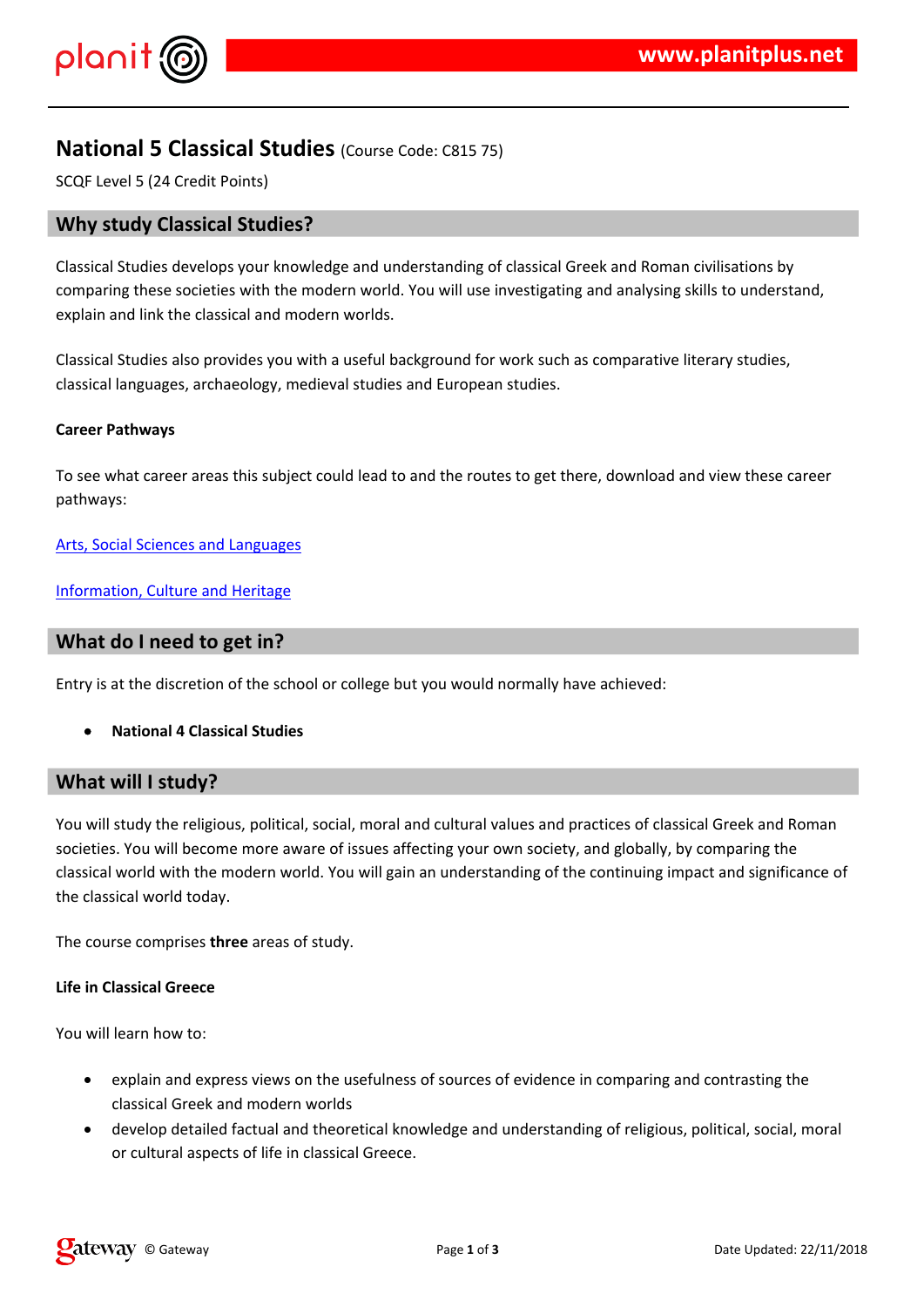# National 5 Classical Studies (Course Code: C815 75)

SCQF Level 5 (24 Credit Points)

## Why study Classical Studies?

Classical Studies develops your knowledge and understanding of classical Greek and Roman civilisations by comparing these societies with the modern world. You will use investigating and analysing skills to understand, explain and link the classical and modern worlds.

Classical Studies also provides you with a useful background for work such as comparative literary studies, classical languages, archaeology, medieval studies and European studies.

**Career Pathways**

To see what career areas this subject could lead to and the routes to get there, download and view these career pathways:

Arts, Social Sciences and Languages

Information, Culture and Heritage

## What do I need to get in?

Entry is at the discretion of the school or college but you would normally have achieved:

- **National 4 Classical Studies**

## What will I study?

You will study the religious, political, social, moral and cultural values and practices of classical Greek and Roman societies. You will become more aware of issues affecting your own society, and globally, by comparing the classical world with the modern world. You will gain an understanding of the continuing impact and significance of the classical world today.

The course comprises **three** areas of study.

**Life in Classical Greece**

You will learn how to:

- explain and express views on the usefulness of sources of evidence in comparing and contrasting the classical Greek and modern worlds
- develop detailed factual and theoretical knowledge and understanding of religious, political, social, moral or cultural aspects of life in classical Greece.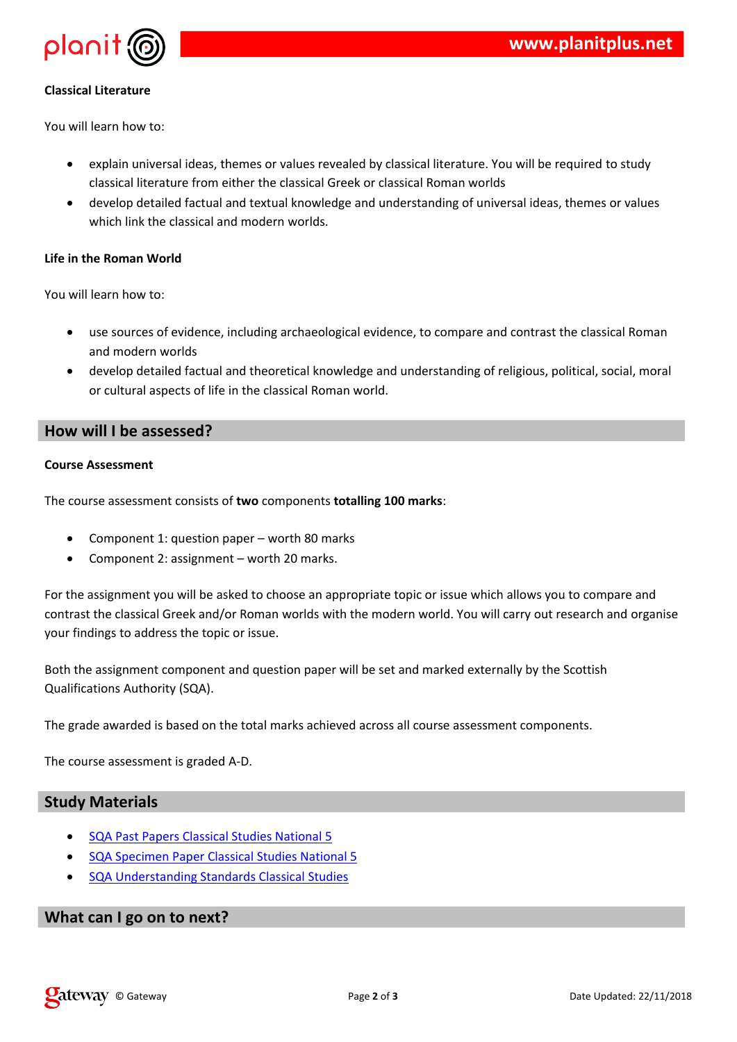**Classical Literature**

You will learn how to:

- explain universal ideas, themes or values revealed by classical literature. You will be required to study classical literature from either the classical Greek or classical Roman worlds
- develop detailed factual and textual knowledge and understanding of universal ideas, themes or values which link the classical and modern worlds.

**Life in the Roman World**

You will learn how to:

- use sources of evidence, including archaeological evidence, to compare and contrast the classical Roman and modern worlds
- develop detailed factual and theoretical knowledge and understanding of religious, political, social, moral or cultural aspects of life in the classical Roman world.

## How will I be assessed?

**Course Assessment**

The course assessment consists of **two** components **totalling 100 marks**:

- Component 1: question paper – worth 80 marks
- Component 2: assignment – worth 20 marks.

For the assignment you will be asked to choose an appropriate topic or issue which allows you to compare and contrast the classical Greek and/or Roman worlds with the modern world. You will carry out research and organise your findings to address the topic or issue.

Both the assignment component and question paper will be set and marked externally by the Scottish Qualifications Authority (SQA).

The grade awarded is based on the total marks achieved across all course assessment components.

The course assessment is graded A-D.

## Study Materials

- SQA Past Papers Classical Studies National 5
- SQA Specimen Paper Classical Studies National 5
- SQA Understanding Standards Classical Studies

## What can I go on to next?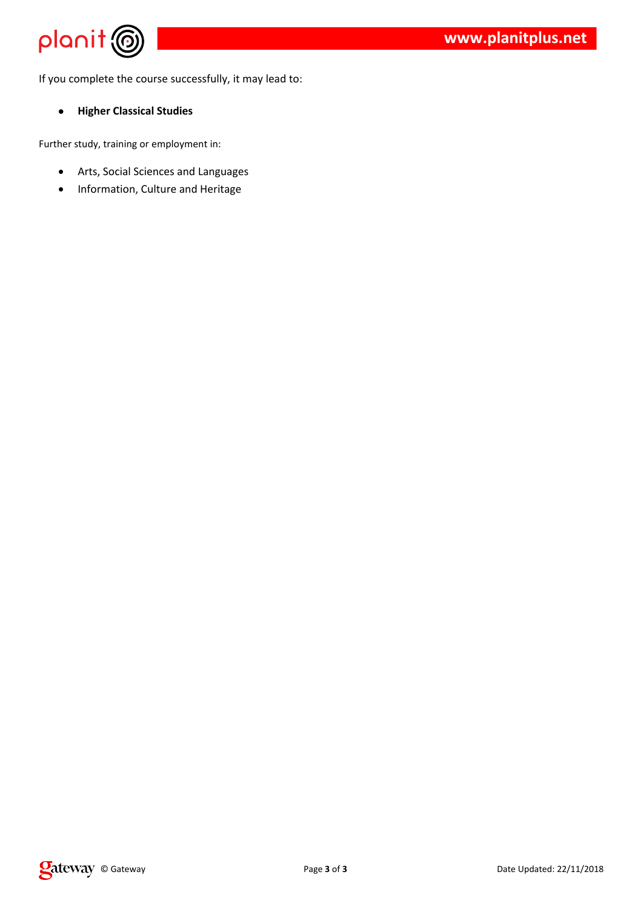If you complete the course successfully, it may lead to:

- **Higher Classical Studies**

Further study, training or employment in:

- Arts, Social Sciences and Languages
- Information, Culture and Heritage